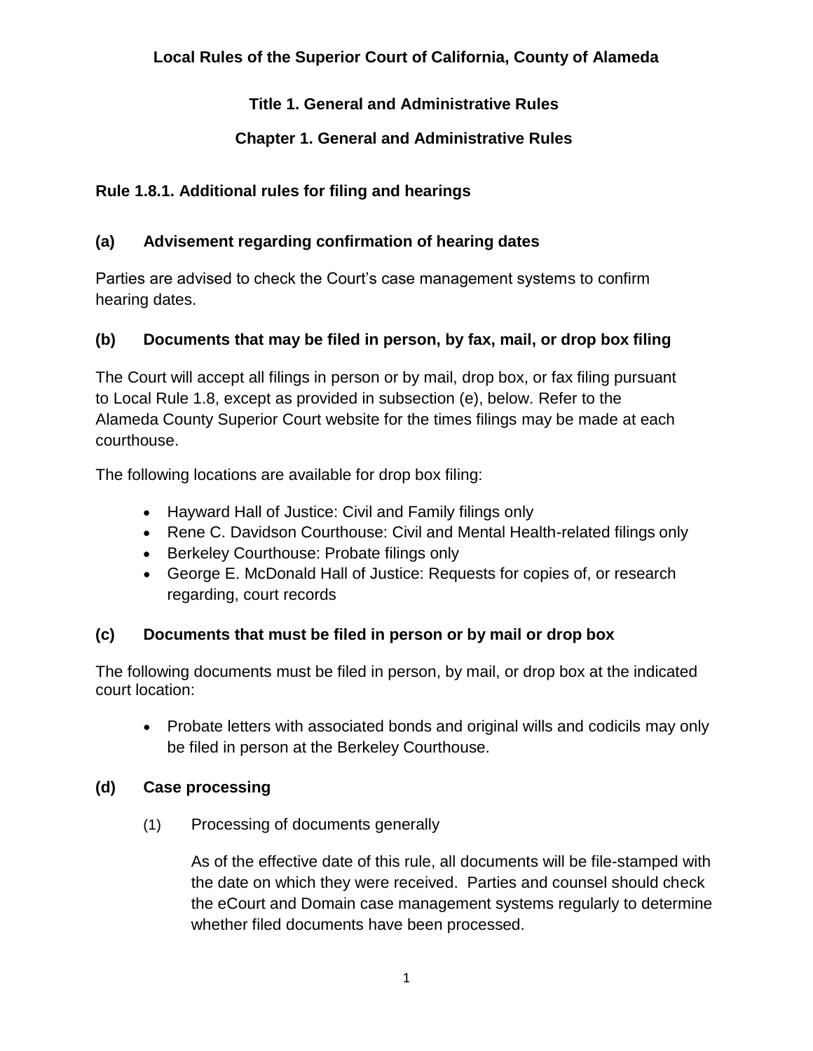# Local Rules of the Superior Court of California, County of Alameda

## Title 1. General and Administrative Rules

## Chapter 1. General and Administrative Rules

### Rule 1.8.1. Additional rules for filing and hearings

#### (a) Advisement regarding confirmation of hearing dates

Parties are advised to check the Court's case management systems to confirm hearing dates.

#### (b) Documents that may be filed in person, by fax, mail, or drop box filing

The Court will accept all filings in person or by mail, drop box, or fax filing pursuant to Local Rule 1.8, except as provided in subsection (e), below. Refer to the Alameda County Superior Court website for the times filings may be made at each courthouse.

The following locations are available for drop box filing:

- Hayward Hall of Justice: Civil and Family filings only
- Rene C. Davidson Courthouse: Civil and Mental Health-related filings only
- Berkeley Courthouse: Probate filings only
- George E. McDonald Hall of Justice: Requests for copies of, or research regarding, court records

#### (c) Documents that must be filed in person or by mail or drop box

The following documents must be filed in person, by mail, or drop box at the indicated court location:

- Probate letters with associated bonds and original wills and codicils may only be filed in person at the Berkeley Courthouse.

#### (d) Case processing

(1) Processing of documents generally

As of the effective date of this rule, all documents will be file-stamped with the date on which they were received. Parties and counsel should check the eCourt and Domain case management systems regularly to determine whether filed documents have been processed.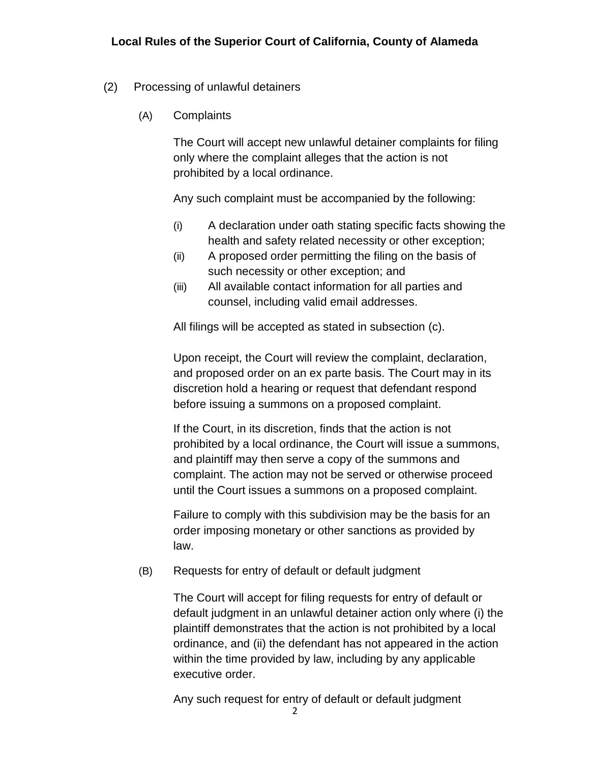(2) Processing of unlawful detainers

(A) Complaints

The Court will accept new unlawful detainer complaints for filing only where the complaint alleges that the action is not prohibited by a local ordinance.

Any such complaint must be accompanied by the following:

(i) A declaration under oath stating specific facts showing the health and safety related necessity or other exception;
(ii) A proposed order permitting the filing on the basis of such necessity or other exception; and
(iii) All available contact information for all parties and counsel, including valid email addresses.

All filings will be accepted as stated in subsection (c).

Upon receipt, the Court will review the complaint, declaration, and proposed order on an ex parte basis. The Court may in its discretion hold a hearing or request that defendant respond before issuing a summons on a proposed complaint.

If the Court, in its discretion, finds that the action is not prohibited by a local ordinance, the Court will issue a summons, and plaintiff may then serve a copy of the summons and complaint. The action may not be served or otherwise proceed until the Court issues a summons on a proposed complaint.

Failure to comply with this subdivision may be the basis for an order imposing monetary or other sanctions as provided by law.

(B) Requests for entry of default or default judgment

The Court will accept for filing requests for entry of default or default judgment in an unlawful detainer action only where (i) the plaintiff demonstrates that the action is not prohibited by a local ordinance, and (ii) the defendant has not appeared in the action within the time provided by law, including by any applicable executive order.

Any such request for entry of default or default judgment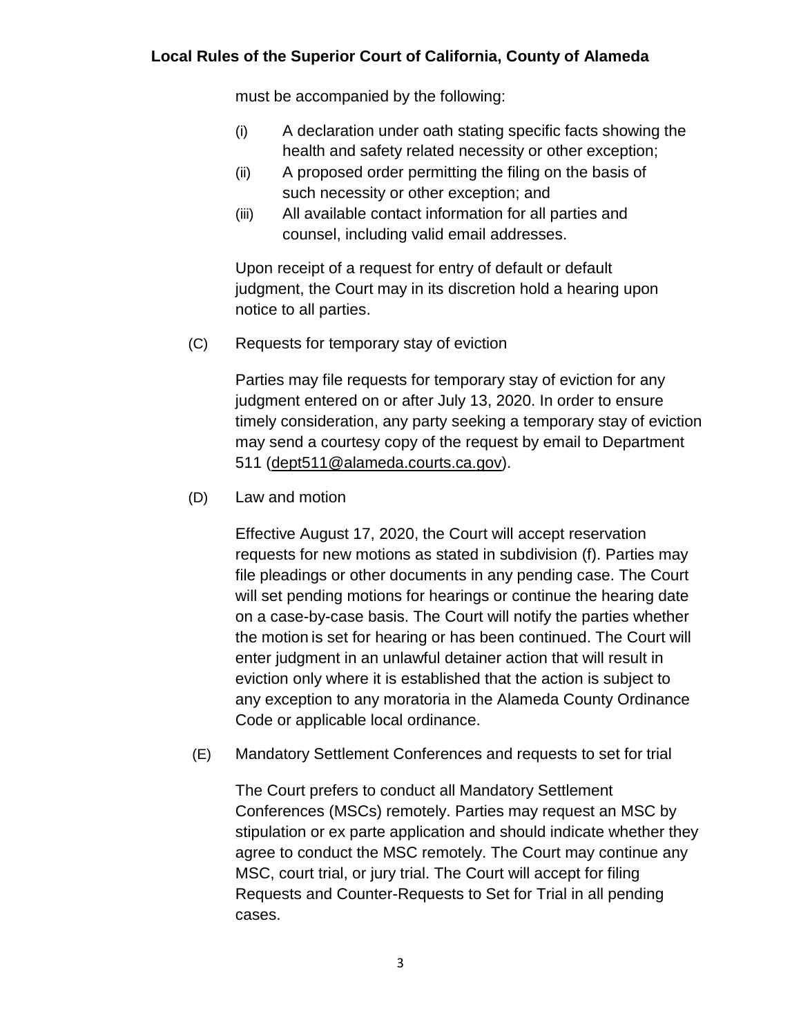must be accompanied by the following:

(i) A declaration under oath stating specific facts showing the health and safety related necessity or other exception;

(ii) A proposed order permitting the filing on the basis of such necessity or other exception; and

(iii) All available contact information for all parties and counsel, including valid email addresses.

Upon receipt of a request for entry of default or default judgment, the Court may in its discretion hold a hearing upon notice to all parties.

(C) Requests for temporary stay of eviction

Parties may file requests for temporary stay of eviction for any judgment entered on or after July 13, 2020. In order to ensure timely consideration, any party seeking a temporary stay of eviction may send a courtesy copy of the request by email to Department 511 (dept511@alameda.courts.ca.gov).

(D) Law and motion

Effective August 17, 2020, the Court will accept reservation requests for new motions as stated in subdivision (f). Parties may file pleadings or other documents in any pending case. The Court will set pending motions for hearings or continue the hearing date on a case-by-case basis. The Court will notify the parties whether the motion is set for hearing or has been continued. The Court will enter judgment in an unlawful detainer action that will result in eviction only where it is established that the action is subject to any exception to any moratoria in the Alameda County Ordinance Code or applicable local ordinance.

(E) Mandatory Settlement Conferences and requests to set for trial

The Court prefers to conduct all Mandatory Settlement Conferences (MSCs) remotely. Parties may request an MSC by stipulation or ex parte application and should indicate whether they agree to conduct the MSC remotely. The Court may continue any MSC, court trial, or jury trial. The Court will accept for filing Requests and Counter-Requests to Set for Trial in all pending cases.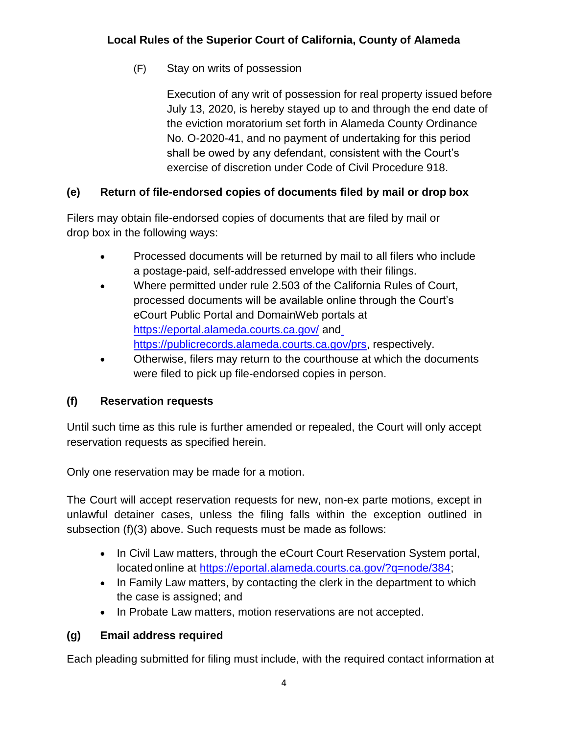(F) Stay on writs of possession

Execution of any writ of possession for real property issued before July 13, 2020, is hereby stayed up to and through the end date of the eviction moratorium set forth in Alameda County Ordinance No. O-2020-41, and no payment of undertaking for this period shall be owed by any defendant, consistent with the Court's exercise of discretion under Code of Civil Procedure 918.

### (e) Return of file-endorsed copies of documents filed by mail or drop box

Filers may obtain file-endorsed copies of documents that are filed by mail or drop box in the following ways:

- Processed documents will be returned by mail to all filers who include a postage-paid, self-addressed envelope with their filings.
- Where permitted under rule 2.503 of the California Rules of Court, processed documents will be available online through the Court's eCourt Public Portal and DomainWeb portals at https://eportal.alameda.courts.ca.gov/ and https://publicrecords.alameda.courts.ca.gov/prs, respectively.
- Otherwise, filers may return to the courthouse at which the documents were filed to pick up file-endorsed copies in person.

### (f) Reservation requests

Until such time as this rule is further amended or repealed, the Court will only accept reservation requests as specified herein.

Only one reservation may be made for a motion.

The Court will accept reservation requests for new, non-ex parte motions, except in unlawful detainer cases, unless the filing falls within the exception outlined in subsection (f)(3) above. Such requests must be made as follows:

- In Civil Law matters, through the eCourt Court Reservation System portal, located online at https://eportal.alameda.courts.ca.gov/?q=node/384;
- In Family Law matters, by contacting the clerk in the department to which the case is assigned; and
- In Probate Law matters, motion reservations are not accepted.

### (g) Email address required

Each pleading submitted for filing must include, with the required contact information at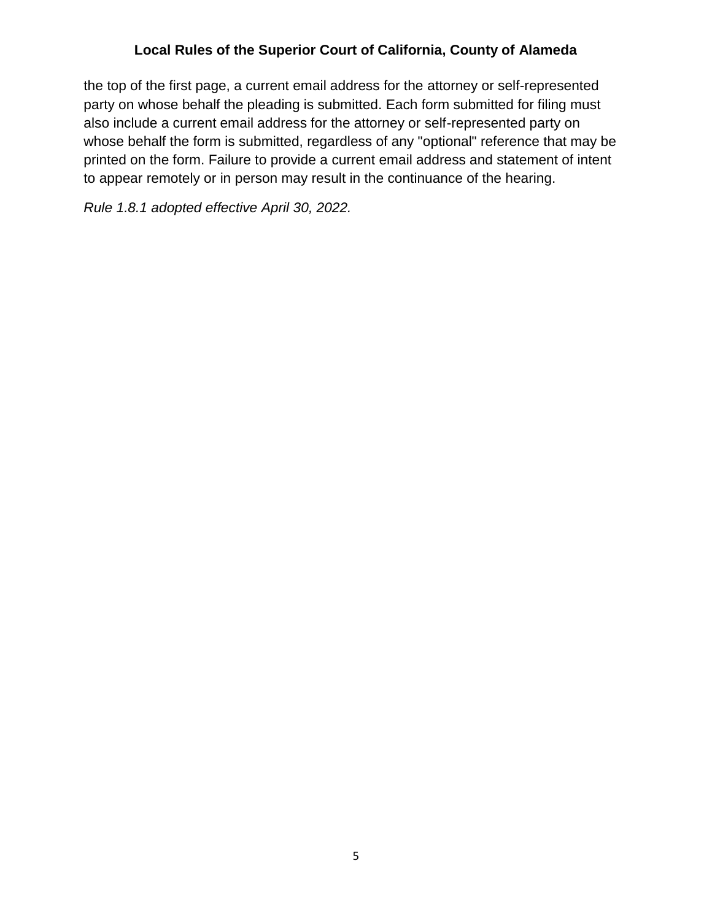the top of the first page, a current email address for the attorney or self-represented party on whose behalf the pleading is submitted. Each form submitted for filing must also include a current email address for the attorney or self-represented party on whose behalf the form is submitted, regardless of any "optional" reference that may be printed on the form. Failure to provide a current email address and statement of intent to appear remotely or in person may result in the continuance of the hearing.

*Rule 1.8.1 adopted effective April 30, 2022.*